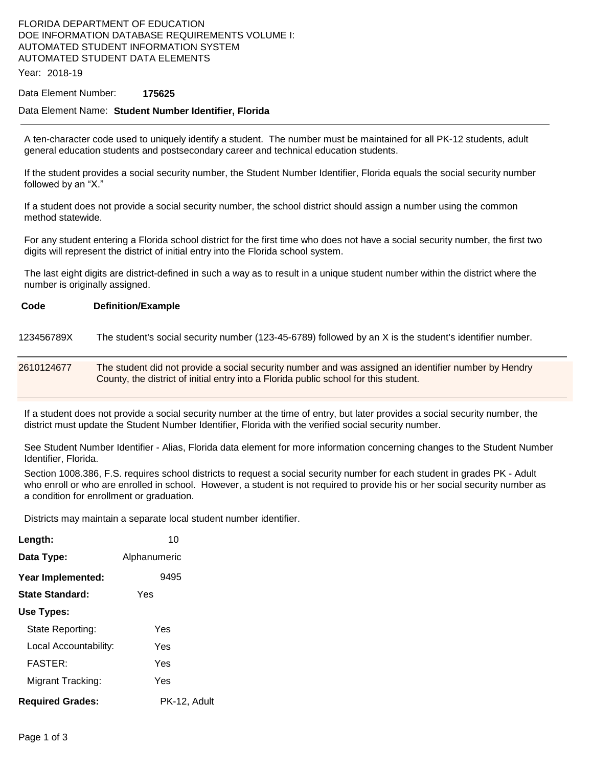FLORIDA DEPARTMENT OF EDUCATION
DOE INFORMATION DATABASE REQUIREMENTS VOLUME I:
AUTOMATED STUDENT INFORMATION SYSTEM
AUTOMATED STUDENT DATA ELEMENTS

Year: 2018-19

Data Element Number: **175625**

Data Element Name: **Student Number Identifier, Florida**

---

A ten-character code used to uniquely identify a student. The number must be maintained for all PK-12 students, adult general education students and postsecondary career and technical education students.

If the student provides a social security number, the Student Number Identifier, Florida equals the social security number followed by an "X."

If a student does not provide a social security number, the school district should assign a number using the common method statewide.

For any student entering a Florida school district for the first time who does not have a social security number, the first two digits will represent the district of initial entry into the Florida school system.

The last eight digits are district-defined in such a way as to result in a unique student number within the district where the number is originally assigned.

| Code | Definition/Example |
|---|---|
| 123456789X | The student's social security number (123-45-6789) followed by an X is the student's identifier number. |
| 2610124677 | The student did not provide a social security number and was assigned an identifier number by Hendry County, the district of initial entry into a Florida public school for this student. |

If a student does not provide a social security number at the time of entry, but later provides a social security number, the district must update the Student Number Identifier, Florida with the verified social security number.

See Student Number Identifier - Alias, Florida data element for more information concerning changes to the Student Number Identifier, Florida.

Section 1008.386, F.S. requires school districts to request a social security number for each student in grades PK - Adult who enroll or who are enrolled in school. However, a student is not required to provide his or her social security number as a condition for enrollment or graduation.

Districts may maintain a separate local student number identifier.

**Length:** 10

**Data Type:** Alphanumeric

**Year Implemented:** 9495

**State Standard:** Yes

**Use Types:**

- State Reporting: Yes
- Local Accountability: Yes
- FASTER: Yes
- Migrant Tracking: Yes

**Required Grades:** PK-12, Adult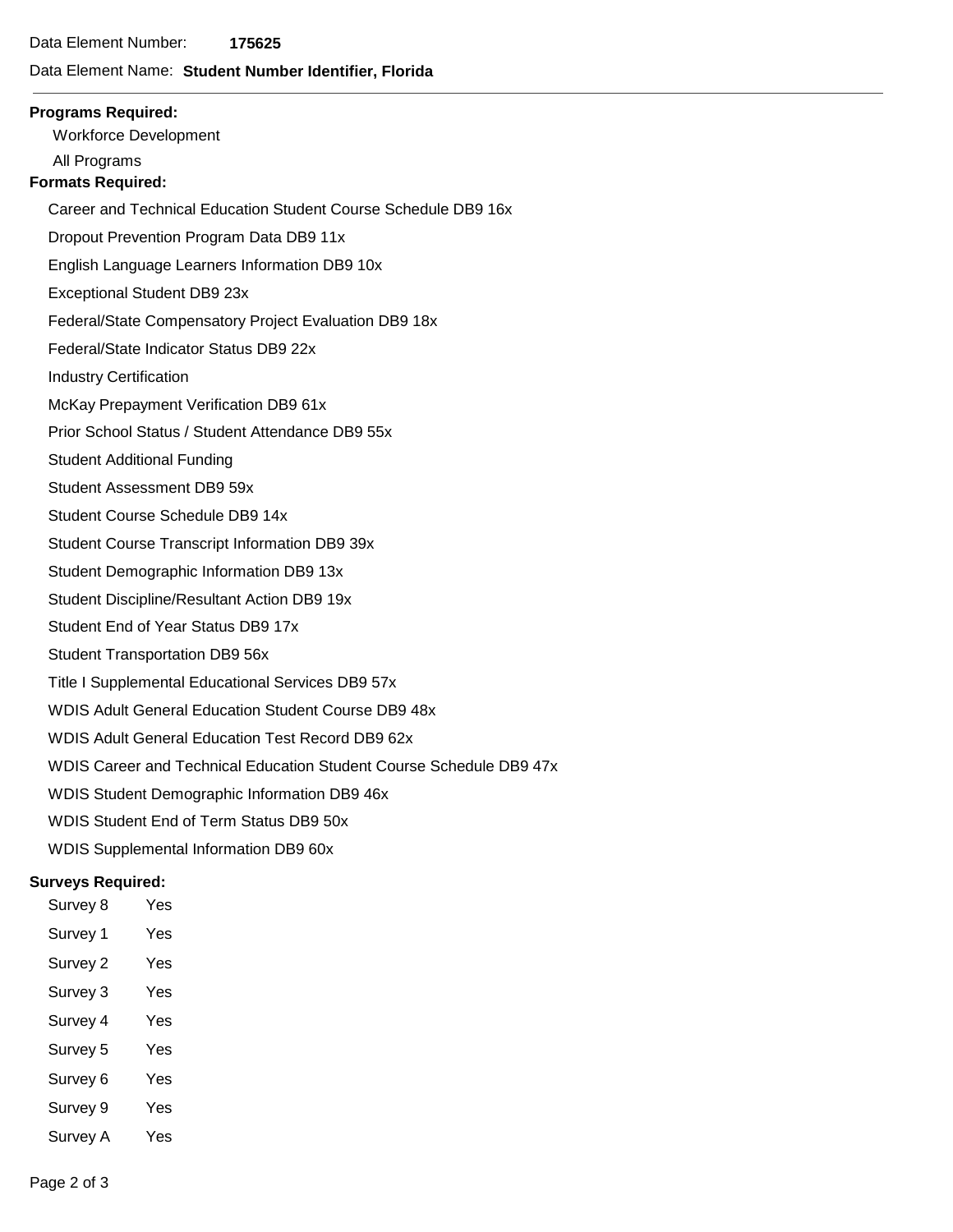Data Element Number: **175625**

Data Element Name: **Student Number Identifier, Florida**

---

**Programs Required:**

Workforce Development

All Programs

**Formats Required:**

Career and Technical Education Student Course Schedule DB9 16x

Dropout Prevention Program Data DB9 11x

English Language Learners Information DB9 10x

Exceptional Student DB9 23x

Federal/State Compensatory Project Evaluation DB9 18x

Federal/State Indicator Status DB9 22x

Industry Certification

McKay Prepayment Verification DB9 61x

Prior School Status / Student Attendance DB9 55x

Student Additional Funding

Student Assessment DB9 59x

Student Course Schedule DB9 14x

Student Course Transcript Information DB9 39x

Student Demographic Information DB9 13x

Student Discipline/Resultant Action DB9 19x

Student End of Year Status DB9 17x

Student Transportation DB9 56x

Title I Supplemental Educational Services DB9 57x

WDIS Adult General Education Student Course DB9 48x

WDIS Adult General Education Test Record DB9 62x

WDIS Career and Technical Education Student Course Schedule DB9 47x

WDIS Student Demographic Information DB9 46x

WDIS Student End of Term Status DB9 50x

WDIS Supplemental Information DB9 60x

**Surveys Required:**

| | |
|---|---|
| Survey 8 | Yes |
| Survey 1 | Yes |
| Survey 2 | Yes |
| Survey 3 | Yes |
| Survey 4 | Yes |
| Survey 5 | Yes |
| Survey 6 | Yes |
| Survey 9 | Yes |
| Survey A | Yes |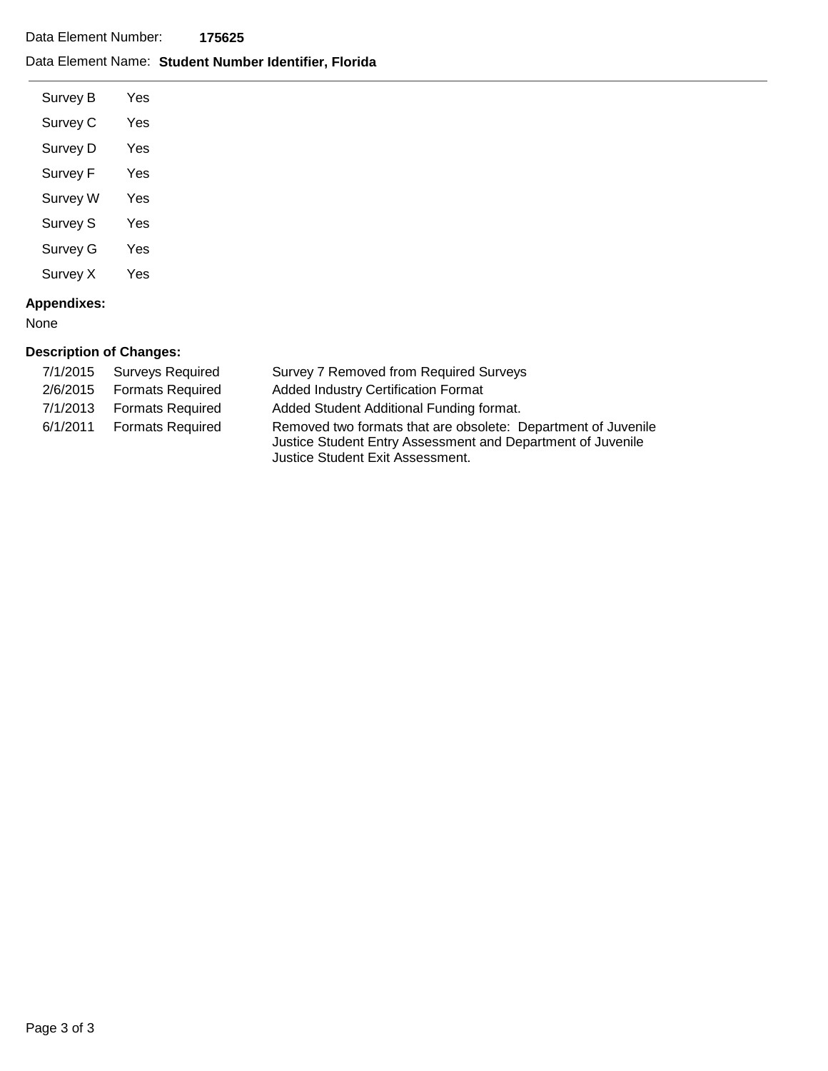Data Element Number: **175625**

Data Element Name: **Student Number Identifier, Florida**

| | |
|---|---|
| Survey B | Yes |
| Survey C | Yes |
| Survey D | Yes |
| Survey F | Yes |
| Survey W | Yes |
| Survey S | Yes |
| Survey G | Yes |
| Survey X | Yes |

**Appendixes:**

None

**Description of Changes:**

| | | |
|---|---|---|
| 7/1/2015 | Surveys Required | Survey 7 Removed from Required Surveys |
| 2/6/2015 | Formats Required | Added Industry Certification Format |
| 7/1/2013 | Formats Required | Added Student Additional Funding format. |
| 6/1/2011 | Formats Required | Removed two formats that are obsolete: Department of Juvenile Justice Student Entry Assessment and Department of Juvenile Justice Student Exit Assessment. |